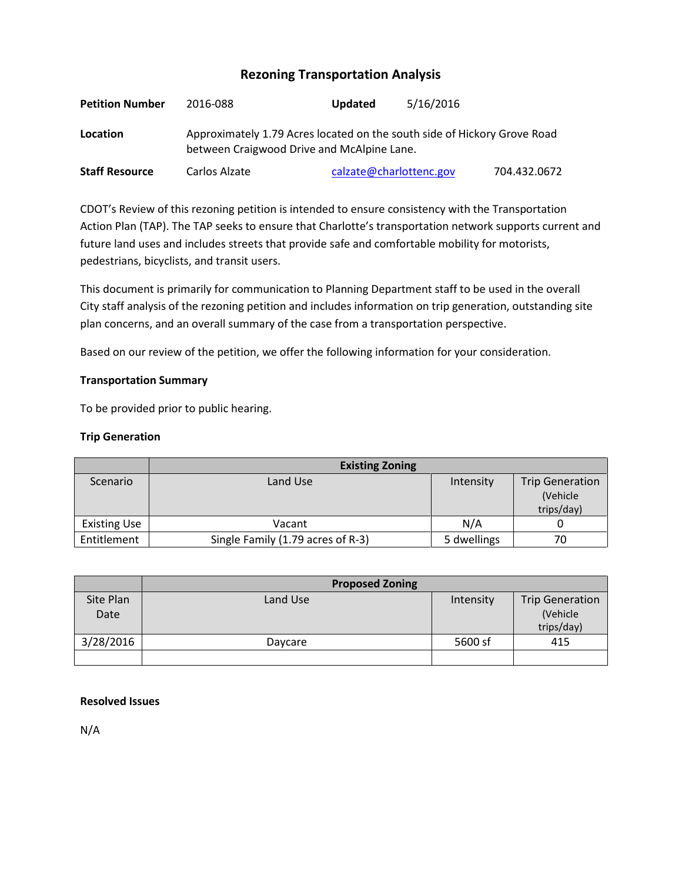# Rezoning Transportation Analysis

| | | | |
|---|---|---|---|
| **Petition Number** | 2016-088 | **Updated** | 5/16/2016 |
| **Location** | Approximately 1.79 Acres located on the south side of Hickory Grove Road between Craigwood Drive and McAlpine Lane. | | |
| **Staff Resource** | Carlos Alzate | calzate@charlottenc.gov | 704.432.0672 |

CDOT's Review of this rezoning petition is intended to ensure consistency with the Transportation Action Plan (TAP). The TAP seeks to ensure that Charlotte's transportation network supports current and future land uses and includes streets that provide safe and comfortable mobility for motorists, pedestrians, bicyclists, and transit users.

This document is primarily for communication to Planning Department staff to be used in the overall City staff analysis of the rezoning petition and includes information on trip generation, outstanding site plan concerns, and an overall summary of the case from a transportation perspective.

Based on our review of the petition, we offer the following information for your consideration.

**Transportation Summary**

To be provided prior to public hearing.

**Trip Generation**

| | Existing Zoning | | |
|---|---|---|---|
| Scenario | Land Use | Intensity | Trip Generation (Vehicle trips/day) |
| Existing Use | Vacant | N/A | 0 |
| Entitlement | Single Family (1.79 acres of R-3) | 5 dwellings | 70 |

| | Proposed Zoning | | |
|---|---|---|---|
| Site Plan Date | Land Use | Intensity | Trip Generation (Vehicle trips/day) |
| 3/28/2016 | Daycare | 5600 sf | 415 |
| | | | |

**Resolved Issues**

N/A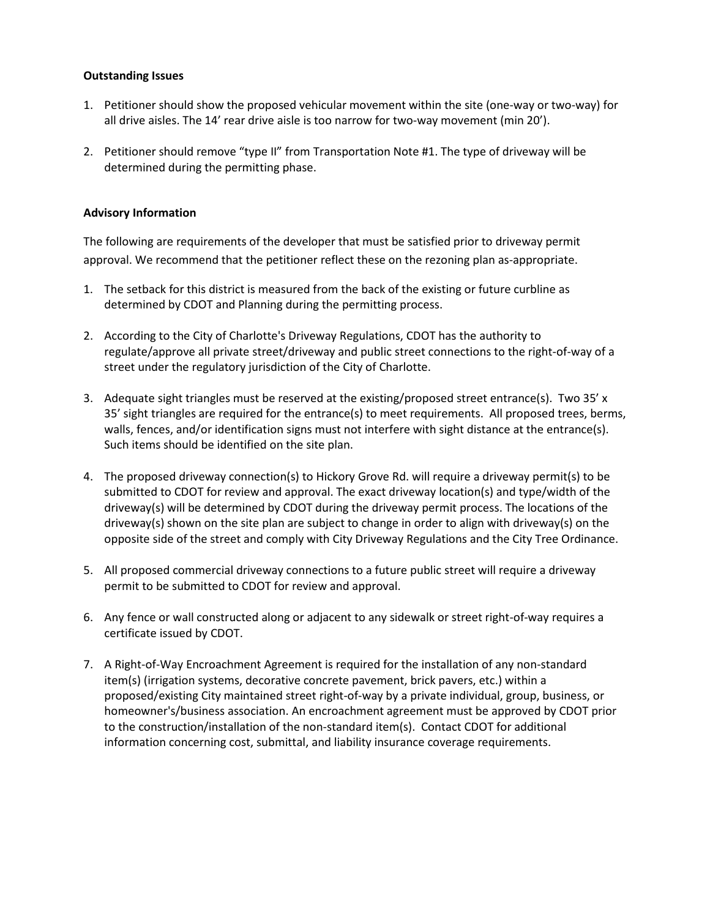**Outstanding Issues**

1. Petitioner should show the proposed vehicular movement within the site (one-way or two-way) for all drive aisles. The 14' rear drive aisle is too narrow for two-way movement (min 20').

2. Petitioner should remove "type II" from Transportation Note #1. The type of driveway will be determined during the permitting phase.

**Advisory Information**

The following are requirements of the developer that must be satisfied prior to driveway permit approval. We recommend that the petitioner reflect these on the rezoning plan as-appropriate.

1. The setback for this district is measured from the back of the existing or future curbline as determined by CDOT and Planning during the permitting process.

2. According to the City of Charlotte's Driveway Regulations, CDOT has the authority to regulate/approve all private street/driveway and public street connections to the right-of-way of a street under the regulatory jurisdiction of the City of Charlotte.

3. Adequate sight triangles must be reserved at the existing/proposed street entrance(s). Two 35' x 35' sight triangles are required for the entrance(s) to meet requirements. All proposed trees, berms, walls, fences, and/or identification signs must not interfere with sight distance at the entrance(s). Such items should be identified on the site plan.

4. The proposed driveway connection(s) to Hickory Grove Rd. will require a driveway permit(s) to be submitted to CDOT for review and approval. The exact driveway location(s) and type/width of the driveway(s) will be determined by CDOT during the driveway permit process. The locations of the driveway(s) shown on the site plan are subject to change in order to align with driveway(s) on the opposite side of the street and comply with City Driveway Regulations and the City Tree Ordinance.

5. All proposed commercial driveway connections to a future public street will require a driveway permit to be submitted to CDOT for review and approval.

6. Any fence or wall constructed along or adjacent to any sidewalk or street right-of-way requires a certificate issued by CDOT.

7. A Right-of-Way Encroachment Agreement is required for the installation of any non-standard item(s) (irrigation systems, decorative concrete pavement, brick pavers, etc.) within a proposed/existing City maintained street right-of-way by a private individual, group, business, or homeowner's/business association. An encroachment agreement must be approved by CDOT prior to the construction/installation of the non-standard item(s). Contact CDOT for additional information concerning cost, submittal, and liability insurance coverage requirements.